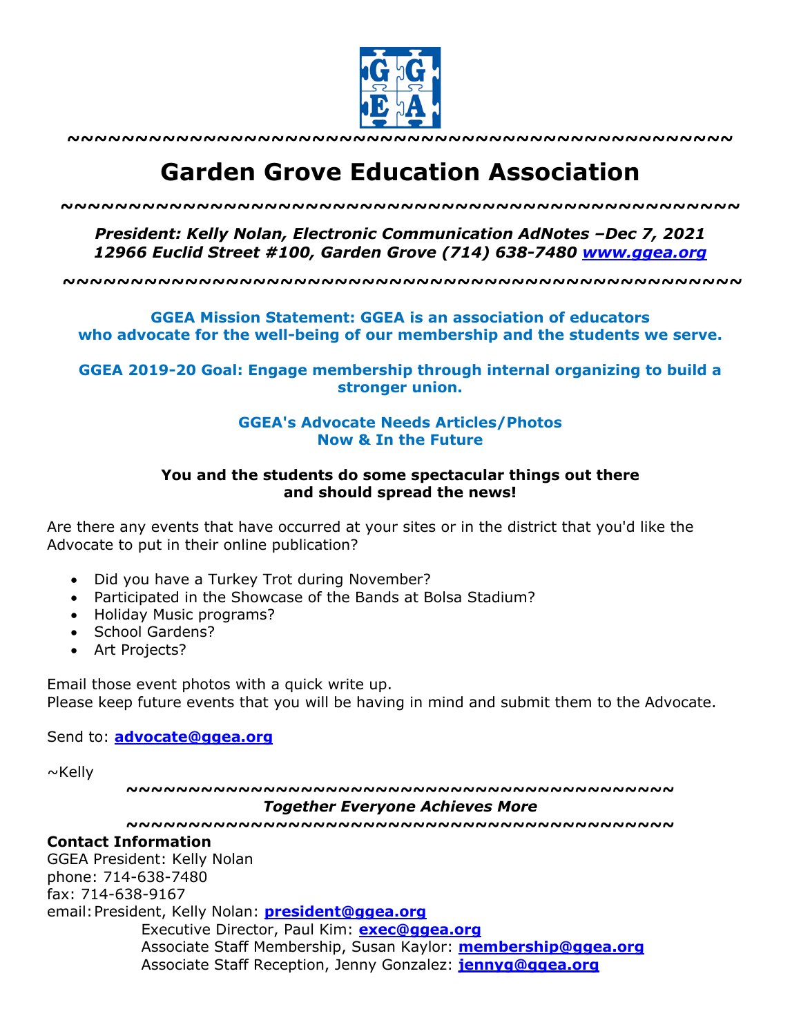~~~~~~~~~~~~~~~~~~~~~~~~~~~~~~~~~~~~~~~~~~~~~~~~~

# Garden Grove Education Association

~~~~~~~~~~~~~~~~~~~~~~~~~~~~~~~~~~~~~~~~~~~~~~~~~

***President: Kelly Nolan, Electronic Communication AdNotes –Dec 7, 2021***
***12966 Euclid Street #100, Garden Grove (714) 638-7480 [www.ggea.org](http://www.ggea.org)***

~~~~~~~~~~~~~~~~~~~~~~~~~~~~~~~~~~~~~~~~~~~~~~~~~

**GGEA Mission Statement: GGEA is an association of educators who advocate for the well-being of our membership and the students we serve.**

**GGEA 2019-20 Goal: Engage membership through internal organizing to build a stronger union.**

**GGEA's Advocate Needs Articles/Photos**
**Now & In the Future**

**You and the students do some spectacular things out there and should spread the news!**

Are there any events that have occurred at your sites or in the district that you'd like the Advocate to put in their online publication?

- Did you have a Turkey Trot during November?
- Participated in the Showcase of the Bands at Bolsa Stadium?
- Holiday Music programs?
- School Gardens?
- Art Projects?

Email those event photos with a quick write up.
Please keep future events that you will be having in mind and submit them to the Advocate.

Send to: **[advocate@ggea.org](mailto:advocate@ggea.org)**

~Kelly

~~~~~~~~~~~~~~~~~~~~~~~~~~~~~~~~~~~~~~~~~~~~
*Together Everyone Achieves More*
~~~~~~~~~~~~~~~~~~~~~~~~~~~~~~~~~~~~~~~~~~~~

**Contact Information**
GGEA President: Kelly Nolan
phone: 714-638-7480
fax: 714-638-9167
email: President, Kelly Nolan: **[president@ggea.org](mailto:president@ggea.org)**
Executive Director, Paul Kim: **[exec@ggea.org](mailto:exec@ggea.org)**
Associate Staff Membership, Susan Kaylor: **[membership@ggea.org](mailto:membership@ggea.org)**
Associate Staff Reception, Jenny Gonzalez: **[jennyg@ggea.org](mailto:jennyg@ggea.org)**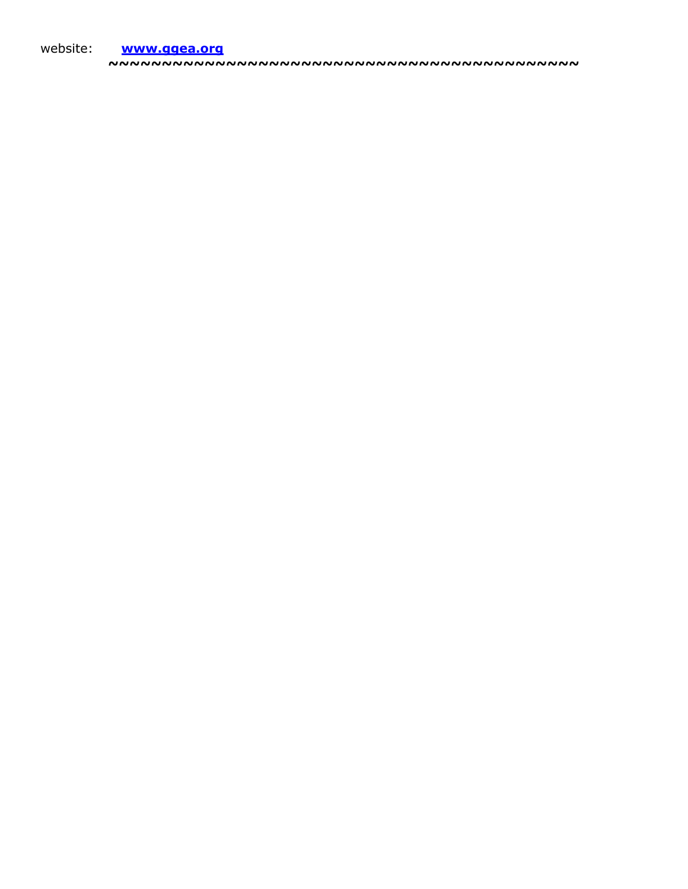website: **www.gqea.org**

~~~~~~~~~~~~~~~~~~~~~~~~~~~~~~~~~~~~~~~~~~~~~